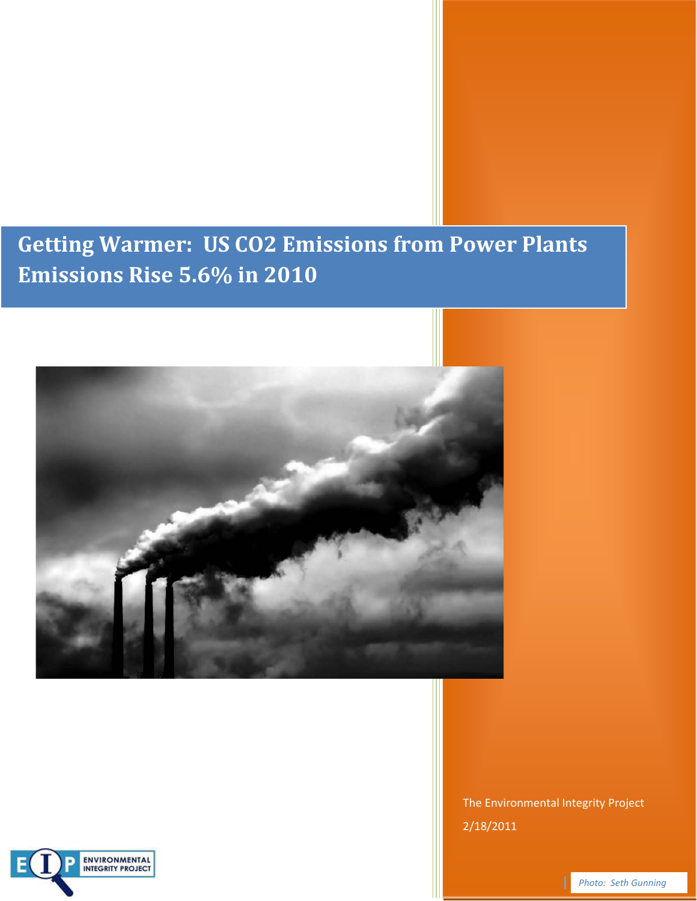# Getting Warmer: US CO2 Emissions from Power Plants Emissions Rise 5.6% in 2010

The Environmental Integrity Project

2/18/2011

*Photo: Seth Gunning*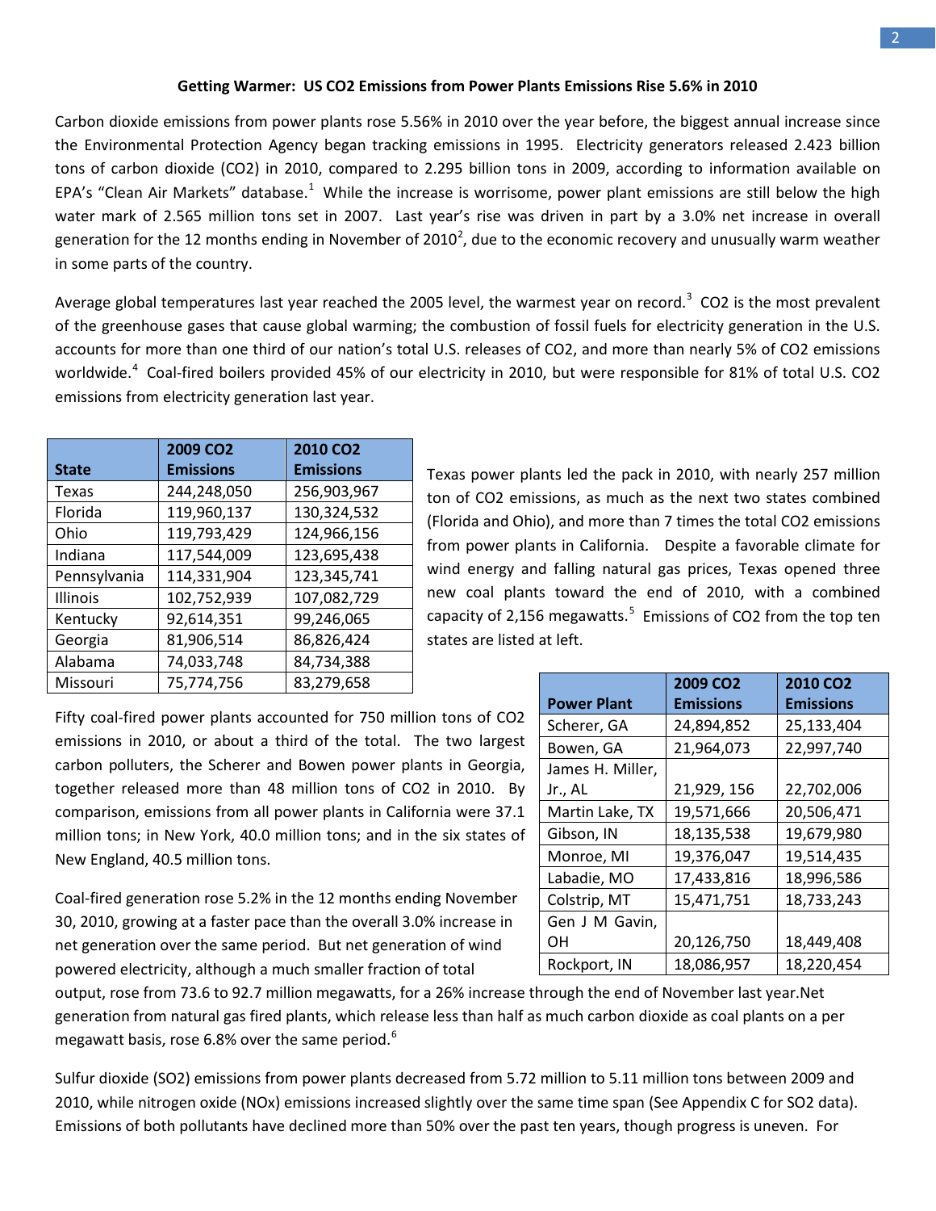**Getting Warmer: US CO2 Emissions from Power Plants Emissions Rise 5.6% in 2010**

Carbon dioxide emissions from power plants rose 5.56% in 2010 over the year before, the biggest annual increase since the Environmental Protection Agency began tracking emissions in 1995. Electricity generators released 2.423 billion tons of carbon dioxide ($CO_2$) in 2010, compared to 2.295 billion tons in 2009, according to information available on EPA's "Clean Air Markets" database.[1] While the increase is worrisome, power plant emissions are still below the high water mark of 2.565 million tons set in 2007. Last year's rise was driven in part by a 3.0% net increase in overall generation for the 12 months ending in November of 2010[2], due to the economic recovery and unusually warm weather in some parts of the country.

Average global temperatures last year reached the 2005 level, the warmest year on record.[3] $CO_2$ is the most prevalent of the greenhouse gases that cause global warming; the combustion of fossil fuels for electricity generation in the U.S. accounts for more than one third of our nation's total U.S. releases of $CO_2$, and more than nearly 5% of $CO_2$ emissions worldwide.[4] Coal-fired boilers provided 45% of our electricity in 2010, but were responsible for 81% of total U.S. $CO_2$ emissions from electricity generation last year.

| State | 2009 CO2 Emissions | 2010 CO2 Emissions |
|---|---|---|
| Texas | 244,248,050 | 256,903,967 |
| Florida | 119,960,137 | 130,324,532 |
| Ohio | 119,793,429 | 124,966,156 |
| Indiana | 117,544,009 | 123,695,438 |
| Pennsylvania | 114,331,904 | 123,345,741 |
| Illinois | 102,752,939 | 107,082,729 |
| Kentucky | 92,614,351 | 99,246,065 |
| Georgia | 81,906,514 | 86,826,424 |
| Alabama | 74,033,748 | 84,734,388 |
| Missouri | 75,774,756 | 83,279,658 |

Texas power plants led the pack in 2010, with nearly 257 million ton of $CO_2$ emissions, as much as the next two states combined (Florida and Ohio), and more than 7 times the total $CO_2$ emissions from power plants in California. Despite a favorable climate for wind energy and falling natural gas prices, Texas opened three new coal plants toward the end of 2010, with a combined capacity of 2,156 megawatts.[5] Emissions of $CO_2$ from the top ten states are listed at left.

Fifty coal-fired power plants accounted for 750 million tons of $CO_2$ emissions in 2010, or about a third of the total. The two largest carbon polluters, the Scherer and Bowen power plants in Georgia, together released more than 48 million tons of $CO_2$ in 2010. By comparison, emissions from all power plants in California were 37.1 million tons; in New York, 40.0 million tons; and in the six states of New England, 40.5 million tons.

| Power Plant | 2009 CO2 Emissions | 2010 CO2 Emissions |
|---|---|---|
| Scherer, GA | 24,894,852 | 25,133,404 |
| Bowen, GA | 21,964,073 | 22,997,740 |
| James H. Miller, Jr., AL | 21,929, 156 | 22,702,006 |
| Martin Lake, TX | 19,571,666 | 20,506,471 |
| Gibson, IN | 18,135,538 | 19,679,980 |
| Monroe, MI | 19,376,047 | 19,514,435 |
| Labadie, MO | 17,433,816 | 18,996,586 |
| Colstrip, MT | 15,471,751 | 18,733,243 |
| Gen J M Gavin, OH | 20,126,750 | 18,449,408 |
| Rockport, IN | 18,086,957 | 18,220,454 |

Coal-fired generation rose 5.2% in the 12 months ending November 30, 2010, growing at a faster pace than the overall 3.0% increase in net generation over the same period. But net generation of wind powered electricity, although a much smaller fraction of total output, rose from 73.6 to 92.7 million megawatts, for a 26% increase through the end of November last year.Net generation from natural gas fired plants, which release less than half as much carbon dioxide as coal plants on a per megawatt basis, rose 6.8% over the same period.[6]

Sulfur dioxide ($SO_2$) emissions from power plants decreased from 5.72 million to 5.11 million tons between 2009 and 2010, while nitrogen oxide ($NO_x$) emissions increased slightly over the same time span (See Appendix C for $SO_2$ data). Emissions of both pollutants have declined more than 50% over the past ten years, though progress is uneven. For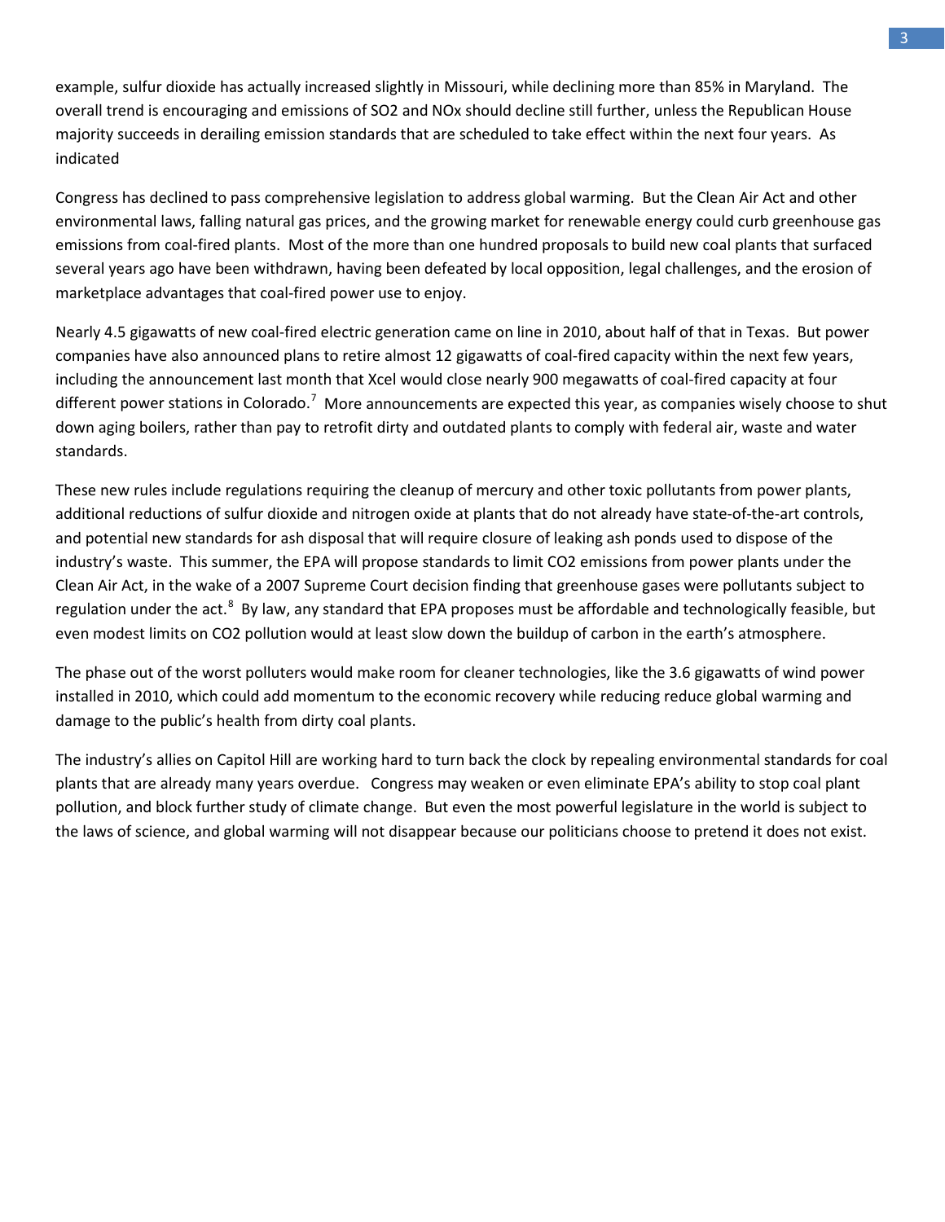example, sulfur dioxide has actually increased slightly in Missouri, while declining more than 85% in Maryland. The overall trend is encouraging and emissions of $SO_2$ and NOx should decline still further, unless the Republican House majority succeeds in derailing emission standards that are scheduled to take effect within the next four years. As indicated

Congress has declined to pass comprehensive legislation to address global warming. But the Clean Air Act and other environmental laws, falling natural gas prices, and the growing market for renewable energy could curb greenhouse gas emissions from coal-fired plants. Most of the more than one hundred proposals to build new coal plants that surfaced several years ago have been withdrawn, having been defeated by local opposition, legal challenges, and the erosion of marketplace advantages that coal-fired power use to enjoy.

Nearly 4.5 gigawatts of new coal-fired electric generation came on line in 2010, about half of that in Texas. But power companies have also announced plans to retire almost 12 gigawatts of coal-fired capacity within the next few years, including the announcement last month that Xcel would close nearly 900 megawatts of coal-fired capacity at four different power stations in Colorado.[7] More announcements are expected this year, as companies wisely choose to shut down aging boilers, rather than pay to retrofit dirty and outdated plants to comply with federal air, waste and water standards.

These new rules include regulations requiring the cleanup of mercury and other toxic pollutants from power plants, additional reductions of sulfur dioxide and nitrogen oxide at plants that do not already have state-of-the-art controls, and potential new standards for ash disposal that will require closure of leaking ash ponds used to dispose of the industry's waste. This summer, the EPA will propose standards to limit $CO_2$ emissions from power plants under the Clean Air Act, in the wake of a 2007 Supreme Court decision finding that greenhouse gases were pollutants subject to regulation under the act.[8] By law, any standard that EPA proposes must be affordable and technologically feasible, but even modest limits on $CO_2$ pollution would at least slow down the buildup of carbon in the earth's atmosphere.

The phase out of the worst polluters would make room for cleaner technologies, like the 3.6 gigawatts of wind power installed in 2010, which could add momentum to the economic recovery while reducing reduce global warming and damage to the public's health from dirty coal plants.

The industry's allies on Capitol Hill are working hard to turn back the clock by repealing environmental standards for coal plants that are already many years overdue. Congress may weaken or even eliminate EPA's ability to stop coal plant pollution, and block further study of climate change. But even the most powerful legislature in the world is subject to the laws of science, and global warming will not disappear because our politicians choose to pretend it does not exist.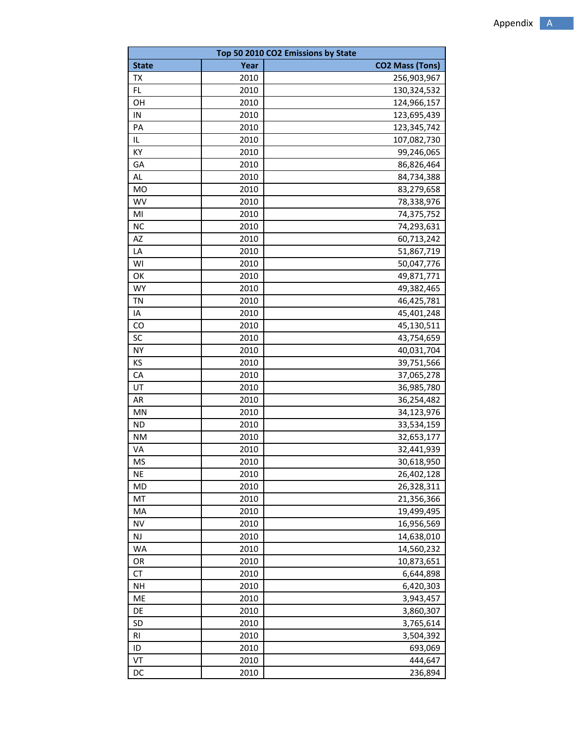| Top 50 2010 $CO_2$ Emissions by State | | |
|---|---|---|
| **State** | **Year** | **CO2 Mass (Tons)** |
| TX | 2010 | 256,903,967 |
| FL | 2010 | 130,324,532 |
| OH | 2010 | 124,966,157 |
| IN | 2010 | 123,695,439 |
| PA | 2010 | 123,345,742 |
| IL | 2010 | 107,082,730 |
| KY | 2010 | 99,246,065 |
| GA | 2010 | 86,826,464 |
| AL | 2010 | 84,734,388 |
| MO | 2010 | 83,279,658 |
| WV | 2010 | 78,338,976 |
| MI | 2010 | 74,375,752 |
| NC | 2010 | 74,293,631 |
| AZ | 2010 | 60,713,242 |
| LA | 2010 | 51,867,719 |
| WI | 2010 | 50,047,776 |
| OK | 2010 | 49,871,771 |
| WY | 2010 | 49,382,465 |
| TN | 2010 | 46,425,781 |
| IA | 2010 | 45,401,248 |
| CO | 2010 | 45,130,511 |
| SC | 2010 | 43,754,659 |
| NY | 2010 | 40,031,704 |
| KS | 2010 | 39,751,566 |
| CA | 2010 | 37,065,278 |
| UT | 2010 | 36,985,780 |
| AR | 2010 | 36,254,482 |
| MN | 2010 | 34,123,976 |
| ND | 2010 | 33,534,159 |
| NM | 2010 | 32,653,177 |
| VA | 2010 | 32,441,939 |
| MS | 2010 | 30,618,950 |
| NE | 2010 | 26,402,128 |
| MD | 2010 | 26,328,311 |
| MT | 2010 | 21,356,366 |
| MA | 2010 | 19,499,495 |
| NV | 2010 | 16,956,569 |
| NJ | 2010 | 14,638,010 |
| WA | 2010 | 14,560,232 |
| OR | 2010 | 10,873,651 |
| CT | 2010 | 6,644,898 |
| NH | 2010 | 6,420,303 |
| ME | 2010 | 3,943,457 |
| DE | 2010 | 3,860,307 |
| SD | 2010 | 3,765,614 |
| RI | 2010 | 3,504,392 |
| ID | 2010 | 693,069 |
| VT | 2010 | 444,647 |
| DC | 2010 | 236,894 |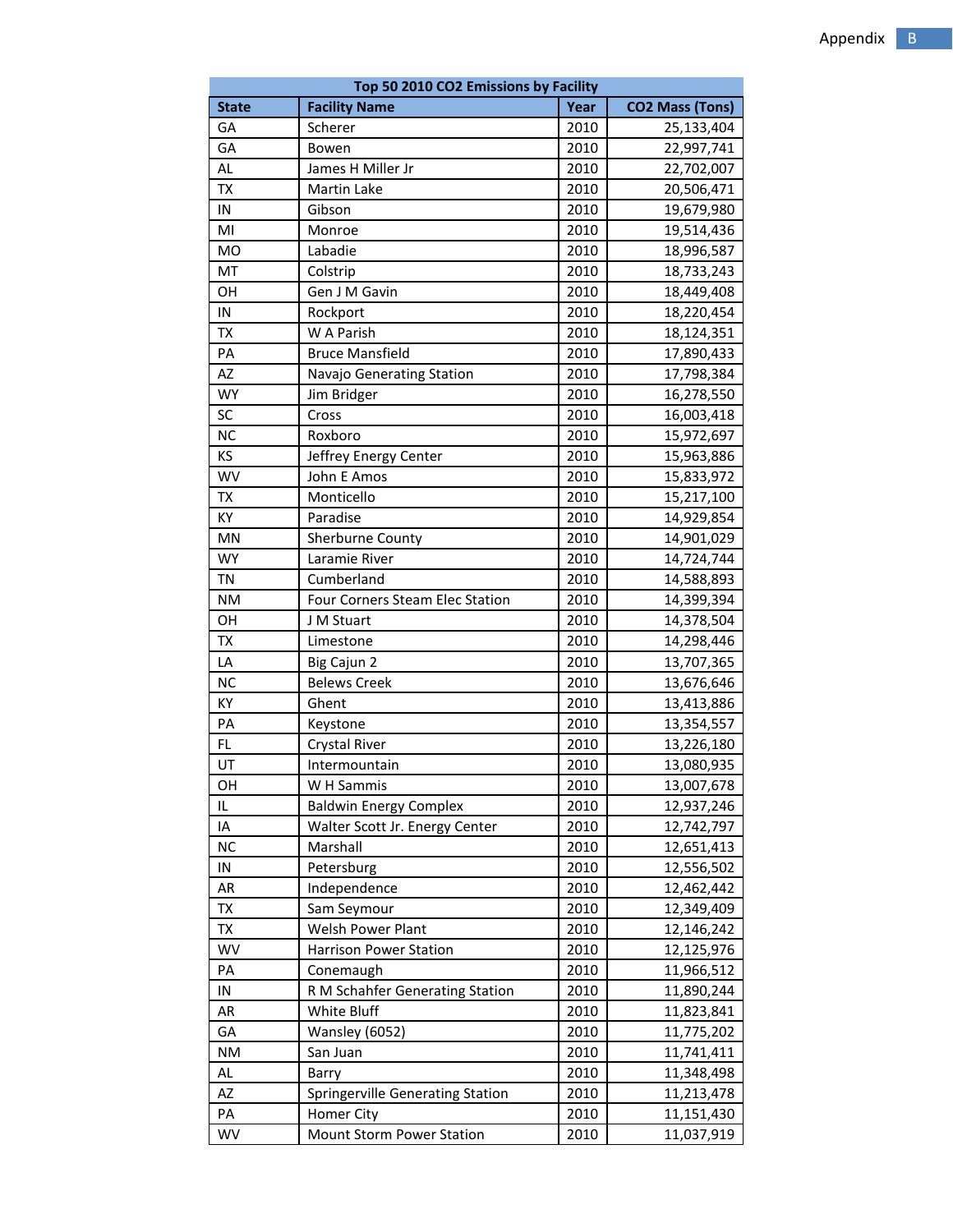Appendix B

| Top 50 2010 $CO_2$ Emissions by Facility | | | |
|---|---|---|---|
| State | Facility Name | Year | $CO_2$ Mass (Tons) |
| GA | Scherer | 2010 | 25,133,404 |
| GA | Bowen | 2010 | 22,997,741 |
| AL | James H Miller Jr | 2010 | 22,702,007 |
| TX | Martin Lake | 2010 | 20,506,471 |
| IN | Gibson | 2010 | 19,679,980 |
| MI | Monroe | 2010 | 19,514,436 |
| MO | Labadie | 2010 | 18,996,587 |
| MT | Colstrip | 2010 | 18,733,243 |
| OH | Gen J M Gavin | 2010 | 18,449,408 |
| IN | Rockport | 2010 | 18,220,454 |
| TX | W A Parish | 2010 | 18,124,351 |
| PA | Bruce Mansfield | 2010 | 17,890,433 |
| AZ | Navajo Generating Station | 2010 | 17,798,384 |
| WY | Jim Bridger | 2010 | 16,278,550 |
| SC | Cross | 2010 | 16,003,418 |
| NC | Roxboro | 2010 | 15,972,697 |
| KS | Jeffrey Energy Center | 2010 | 15,963,886 |
| WV | John E Amos | 2010 | 15,833,972 |
| TX | Monticello | 2010 | 15,217,100 |
| KY | Paradise | 2010 | 14,929,854 |
| MN | Sherburne County | 2010 | 14,901,029 |
| WY | Laramie River | 2010 | 14,724,744 |
| TN | Cumberland | 2010 | 14,588,893 |
| NM | Four Corners Steam Elec Station | 2010 | 14,399,394 |
| OH | J M Stuart | 2010 | 14,378,504 |
| TX | Limestone | 2010 | 14,298,446 |
| LA | Big Cajun 2 | 2010 | 13,707,365 |
| NC | Belews Creek | 2010 | 13,676,646 |
| KY | Ghent | 2010 | 13,413,886 |
| PA | Keystone | 2010 | 13,354,557 |
| FL | Crystal River | 2010 | 13,226,180 |
| UT | Intermountain | 2010 | 13,080,935 |
| OH | W H Sammis | 2010 | 13,007,678 |
| IL | Baldwin Energy Complex | 2010 | 12,937,246 |
| IA | Walter Scott Jr. Energy Center | 2010 | 12,742,797 |
| NC | Marshall | 2010 | 12,651,413 |
| IN | Petersburg | 2010 | 12,556,502 |
| AR | Independence | 2010 | 12,462,442 |
| TX | Sam Seymour | 2010 | 12,349,409 |
| TX | Welsh Power Plant | 2010 | 12,146,242 |
| WV | Harrison Power Station | 2010 | 12,125,976 |
| PA | Conemaugh | 2010 | 11,966,512 |
| IN | R M Schahfer Generating Station | 2010 | 11,890,244 |
| AR | White Bluff | 2010 | 11,823,841 |
| GA | Wansley (6052) | 2010 | 11,775,202 |
| NM | San Juan | 2010 | 11,741,411 |
| AL | Barry | 2010 | 11,348,498 |
| AZ | Springerville Generating Station | 2010 | 11,213,478 |
| PA | Homer City | 2010 | 11,151,430 |
| WV | Mount Storm Power Station | 2010 | 11,037,919 |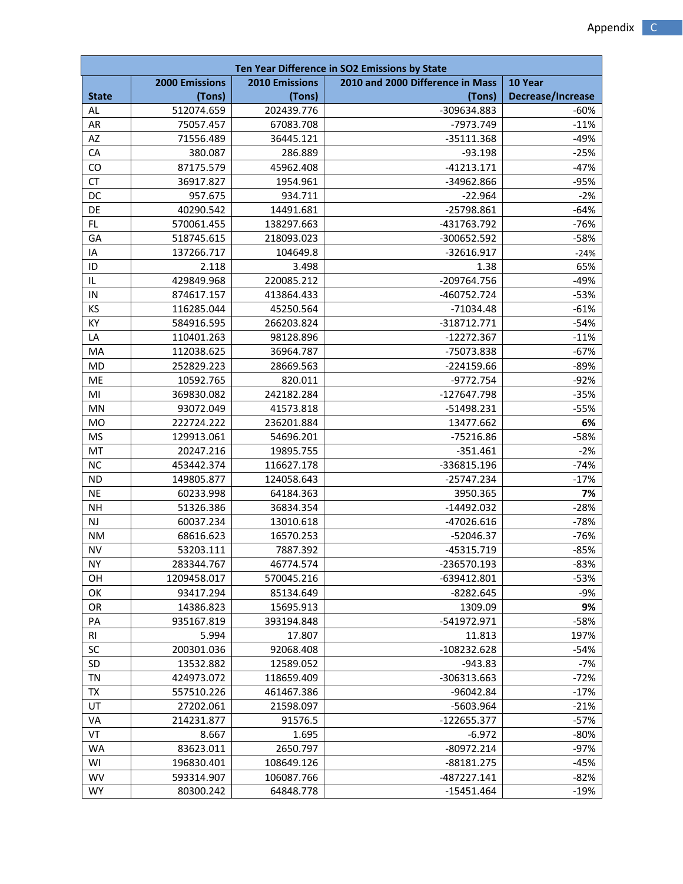| Ten Year Difference in $SO_2$ Emissions by State | | | | |
|---|---|---|---|---|
| State | 2000 Emissions (Tons) | 2010 Emissions (Tons) | 2010 and 2000 Difference in Mass (Tons) | 10 Year Decrease/Increase |
| AL | 512074.659 | 202439.776 | -309634.883 | -60% |
| AR | 75057.457 | 67083.708 | -7973.749 | -11% |
| AZ | 71556.489 | 36445.121 | -35111.368 | -49% |
| CA | 380.087 | 286.889 | -93.198 | -25% |
| CO | 87175.579 | 45962.408 | -41213.171 | -47% |
| CT | 36917.827 | 1954.961 | -34962.866 | -95% |
| DC | 957.675 | 934.711 | -22.964 | -2% |
| DE | 40290.542 | 14491.681 | -25798.861 | -64% |
| FL | 570061.455 | 138297.663 | -431763.792 | -76% |
| GA | 518745.615 | 218093.023 | -300652.592 | -58% |
| IA | 137266.717 | 104649.8 | -32616.917 | -24% |
| ID | 2.118 | 3.498 | 1.38 | 65% |
| IL | 429849.968 | 220085.212 | -209764.756 | -49% |
| IN | 874617.157 | 413864.433 | -460752.724 | -53% |
| KS | 116285.044 | 45250.564 | -71034.48 | -61% |
| KY | 584916.595 | 266203.824 | -318712.771 | -54% |
| LA | 110401.263 | 98128.896 | -12272.367 | -11% |
| MA | 112038.625 | 36964.787 | -75073.838 | -67% |
| MD | 252829.223 | 28669.563 | -224159.66 | -89% |
| ME | 10592.765 | 820.011 | -9772.754 | -92% |
| MI | 369830.082 | 242182.284 | -127647.798 | -35% |
| MN | 93072.049 | 41573.818 | -51498.231 | -55% |
| MO | 222724.222 | 236201.884 | 13477.662 | **6%** |
| MS | 129913.061 | 54696.201 | -75216.86 | -58% |
| MT | 20247.216 | 19895.755 | -351.461 | -2% |
| NC | 453442.374 | 116627.178 | -336815.196 | -74% |
| ND | 149805.877 | 124058.643 | -25747.234 | -17% |
| NE | 60233.998 | 64184.363 | 3950.365 | **7%** |
| NH | 51326.386 | 36834.354 | -14492.032 | -28% |
| NJ | 60037.234 | 13010.618 | -47026.616 | -78% |
| NM | 68616.623 | 16570.253 | -52046.37 | -76% |
| NV | 53203.111 | 7887.392 | -45315.719 | -85% |
| NY | 283344.767 | 46774.574 | -236570.193 | -83% |
| OH | 1209458.017 | 570045.216 | -639412.801 | -53% |
| OK | 93417.294 | 85134.649 | -8282.645 | -9% |
| OR | 14386.823 | 15695.913 | 1309.09 | **9%** |
| PA | 935167.819 | 393194.848 | -541972.971 | -58% |
| RI | 5.994 | 17.807 | 11.813 | 197% |
| SC | 200301.036 | 92068.408 | -108232.628 | -54% |
| SD | 13532.882 | 12589.052 | -943.83 | -7% |
| TN | 424973.072 | 118659.409 | -306313.663 | -72% |
| TX | 557510.226 | 461467.386 | -96042.84 | -17% |
| UT | 27202.061 | 21598.097 | -5603.964 | -21% |
| VA | 214231.877 | 91576.5 | -122655.377 | -57% |
| VT | 8.667 | 1.695 | -6.972 | -80% |
| WA | 83623.011 | 2650.797 | -80972.214 | -97% |
| WI | 196830.401 | 108649.126 | -88181.275 | -45% |
| WV | 593314.907 | 106087.766 | -487227.141 | -82% |
| WY | 80300.242 | 64848.778 | -15451.464 | -19% |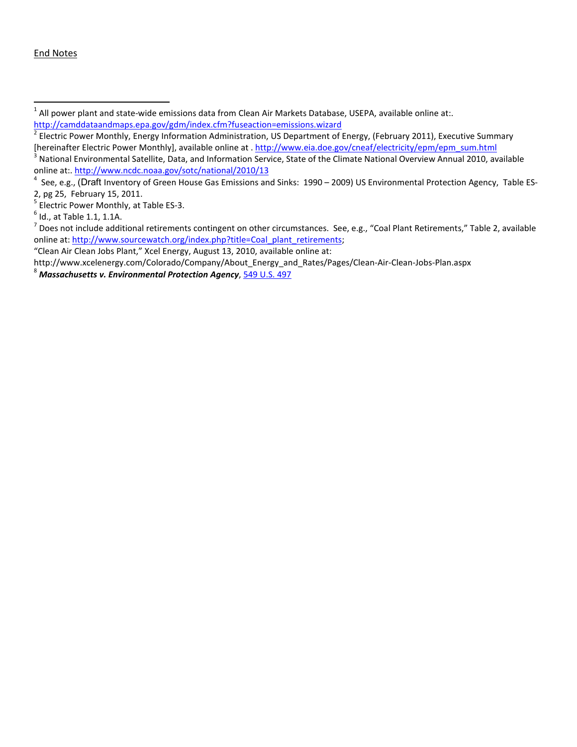End Notes

[1] All power plant and state-wide emissions data from Clean Air Markets Database, USEPA, available online at:. http://camddataandmaps.epa.gov/gdm/index.cfm?fuseaction=emissions.wizard

[2] Electric Power Monthly, Energy Information Administration, US Department of Energy, (February 2011), Executive Summary [hereinafter Electric Power Monthly], available online at . http://www.eia.doe.gov/cneaf/electricity/epm/epm_sum.html

[3] National Environmental Satellite, Data, and Information Service, State of the Climate National Overview Annual 2010, available online at:. http://www.ncdc.noaa.gov/sotc/national/2010/13

[4] See, e.g., (Draft Inventory of Green House Gas Emissions and Sinks: 1990 – 2009) US Environmental Protection Agency, Table ES-2, pg 25, February 15, 2011.

[5] Electric Power Monthly, at Table ES-3.

[6] Id., at Table 1.1, 1.1A.

[7] Does not include additional retirements contingent on other circumstances. See, e.g., "Coal Plant Retirements," Table 2, available online at: http://www.sourcewatch.org/index.php?title=Coal_plant_retirements;
"Clean Air Clean Jobs Plant," Xcel Energy, August 13, 2010, available online at:
http://www.xcelenergy.com/Colorado/Company/About_Energy_and_Rates/Pages/Clean-Air-Clean-Jobs-Plan.aspx

[8] ***Massachusetts v. Environmental Protection Agency***, 549 U.S. 497